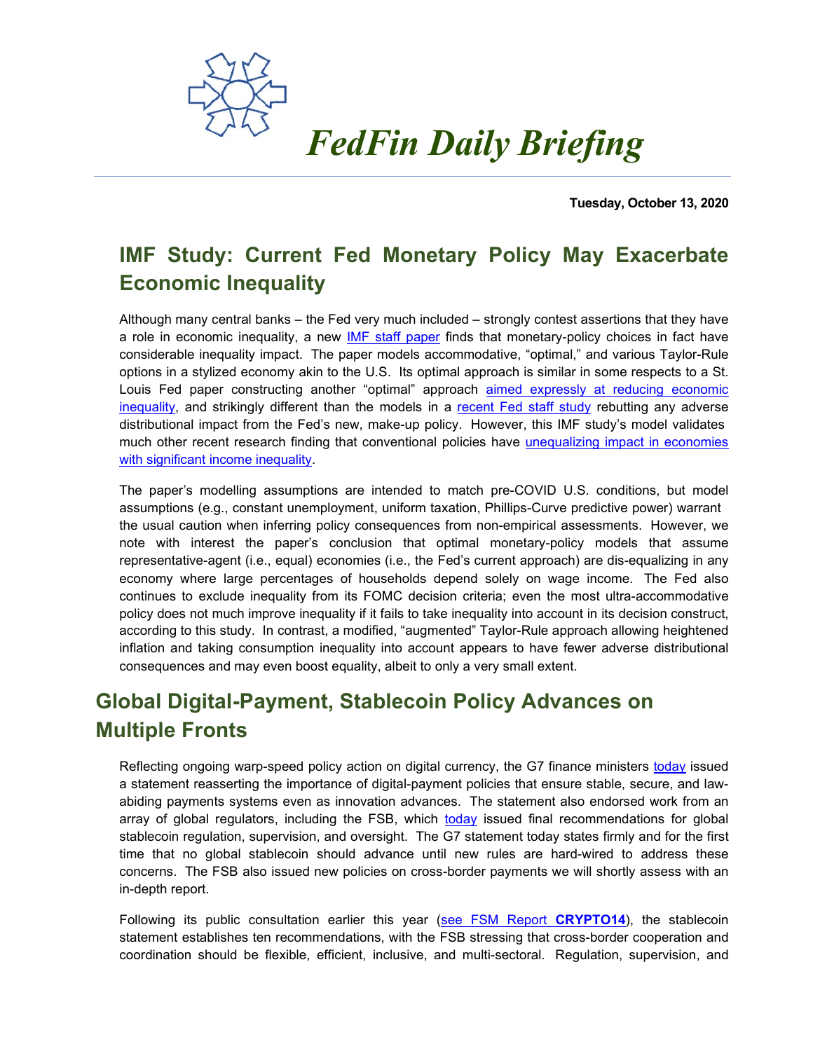# *FedFin Daily Briefing*

**Tuesday, October 13, 2020**

## IMF Study: Current Fed Monetary Policy May Exacerbate Economic Inequality

Although many central banks – the Fed very much included – strongly contest assertions that they have a role in economic inequality, a new IMF staff paper finds that monetary-policy choices in fact have considerable inequality impact. The paper models accommodative, "optimal," and various Taylor-Rule options in a stylized economy akin to the U.S. Its optimal approach is similar in some respects to a St. Louis Fed paper constructing another "optimal" approach aimed expressly at reducing economic inequality, and strikingly different than the models in a recent Fed staff study rebutting any adverse distributional impact from the Fed's new, make-up policy. However, this IMF study's model validates much other recent research finding that conventional policies have unequalizing impact in economies with significant income inequality.

The paper's modelling assumptions are intended to match pre-COVID U.S. conditions, but model assumptions (e.g., constant unemployment, uniform taxation, Phillips-Curve predictive power) warrant the usual caution when inferring policy consequences from non-empirical assessments. However, we note with interest the paper's conclusion that optimal monetary-policy models that assume representative-agent (i.e., equal) economies (i.e., the Fed's current approach) are dis-equalizing in any economy where large percentages of households depend solely on wage income. The Fed also continues to exclude inequality from its FOMC decision criteria; even the most ultra-accommodative policy does not much improve inequality if it fails to take inequality into account in its decision construct, according to this study. In contrast, a modified, "augmented" Taylor-Rule approach allowing heightened inflation and taking consumption inequality into account appears to have fewer adverse distributional consequences and may even boost equality, albeit to only a very small extent.

## Global Digital-Payment, Stablecoin Policy Advances on Multiple Fronts

Reflecting ongoing warp-speed policy action on digital currency, the G7 finance ministers today issued a statement reasserting the importance of digital-payment policies that ensure stable, secure, and law-abiding payments systems even as innovation advances. The statement also endorsed work from an array of global regulators, including the FSB, which today issued final recommendations for global stablecoin regulation, supervision, and oversight. The G7 statement today states firmly and for the first time that no global stablecoin should advance until new rules are hard-wired to address these concerns. The FSB also issued new policies on cross-border payments we will shortly assess with an in-depth report.

Following its public consultation earlier this year (see FSM Report **CRYPTO14**), the stablecoin statement establishes ten recommendations, with the FSB stressing that cross-border cooperation and coordination should be flexible, efficient, inclusive, and multi-sectoral. Regulation, supervision, and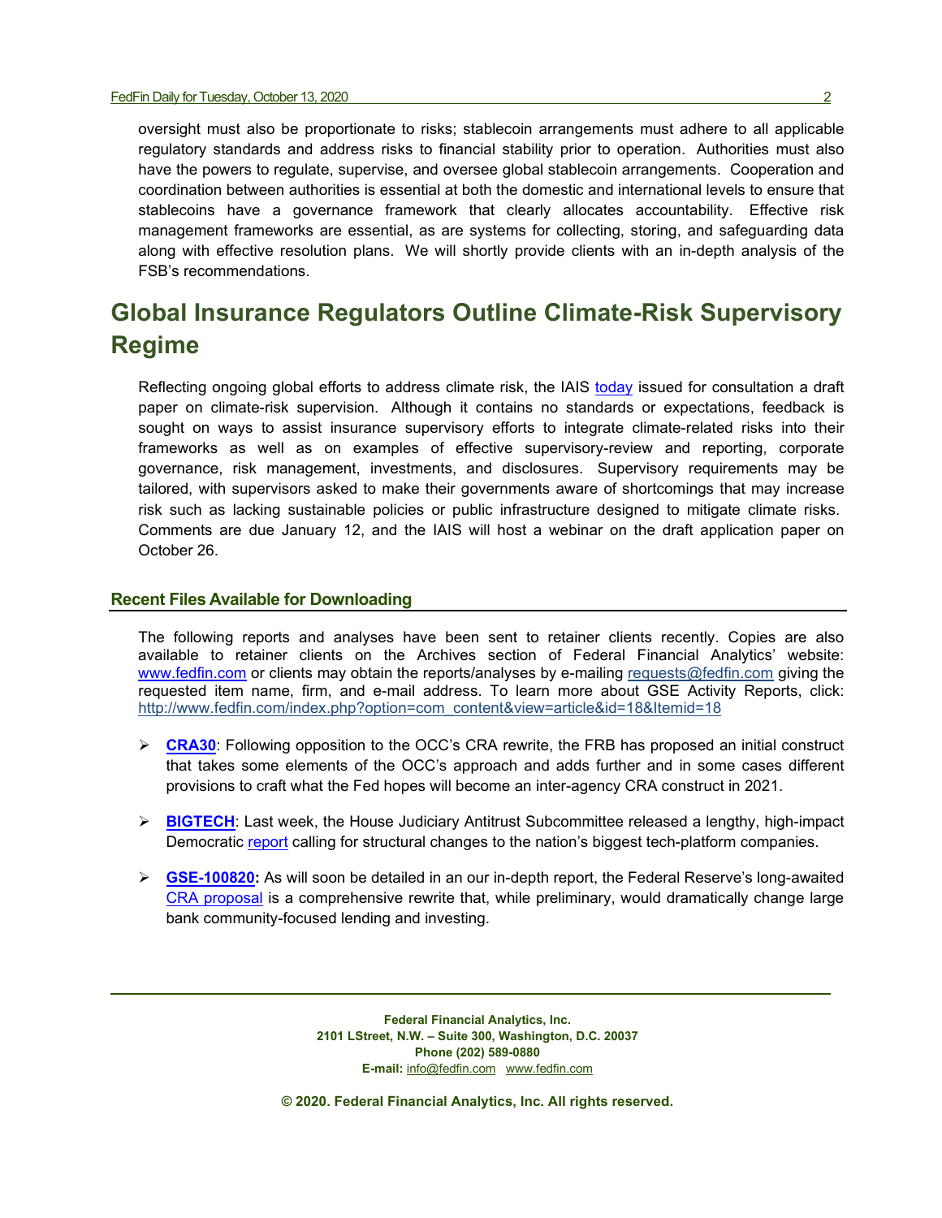oversight must also be proportionate to risks; stablecoin arrangements must adhere to all applicable regulatory standards and address risks to financial stability prior to operation. Authorities must also have the powers to regulate, supervise, and oversee global stablecoin arrangements. Cooperation and coordination between authorities is essential at both the domestic and international levels to ensure that stablecoins have a governance framework that clearly allocates accountability. Effective risk management frameworks are essential, as are systems for collecting, storing, and safeguarding data along with effective resolution plans. We will shortly provide clients with an in-depth analysis of the FSB's recommendations.

# Global Insurance Regulators Outline Climate-Risk Supervisory Regime

Reflecting ongoing global efforts to address climate risk, the IAIS today issued for consultation a draft paper on climate-risk supervision. Although it contains no standards or expectations, feedback is sought on ways to assist insurance supervisory efforts to integrate climate-related risks into their frameworks as well as on examples of effective supervisory-review and reporting, corporate governance, risk management, investments, and disclosures. Supervisory requirements may be tailored, with supervisors asked to make their governments aware of shortcomings that may increase risk such as lacking sustainable policies or public infrastructure designed to mitigate climate risks. Comments are due January 12, and the IAIS will host a webinar on the draft application paper on October 26.

## Recent Files Available for Downloading

The following reports and analyses have been sent to retainer clients recently. Copies are also available to retainer clients on the Archives section of Federal Financial Analytics' website: www.fedfin.com or clients may obtain the reports/analyses by e-mailing requests@fedfin.com giving the requested item name, firm, and e-mail address. To learn more about GSE Activity Reports, click: http://www.fedfin.com/index.php?option=com_content&view=article&id=18&Itemid=18

- **CRA30**: Following opposition to the OCC's CRA rewrite, the FRB has proposed an initial construct that takes some elements of the OCC's approach and adds further and in some cases different provisions to craft what the Fed hopes will become an inter-agency CRA construct in 2021.
- **BIGTECH**: Last week, the House Judiciary Antitrust Subcommittee released a lengthy, high-impact Democratic report calling for structural changes to the nation's biggest tech-platform companies.
- **GSE-100820:** As will soon be detailed in an our in-depth report, the Federal Reserve's long-awaited CRA proposal is a comprehensive rewrite that, while preliminary, would dramatically change large bank community-focused lending and investing.

**Federal Financial Analytics, Inc.**
**2101 LStreet, N.W. – Suite 300, Washington, D.C. 20037**
**Phone (202) 589-0880**
**E-mail:** info@fedfin.com www.fedfin.com

**© 2020. Federal Financial Analytics, Inc. All rights reserved.**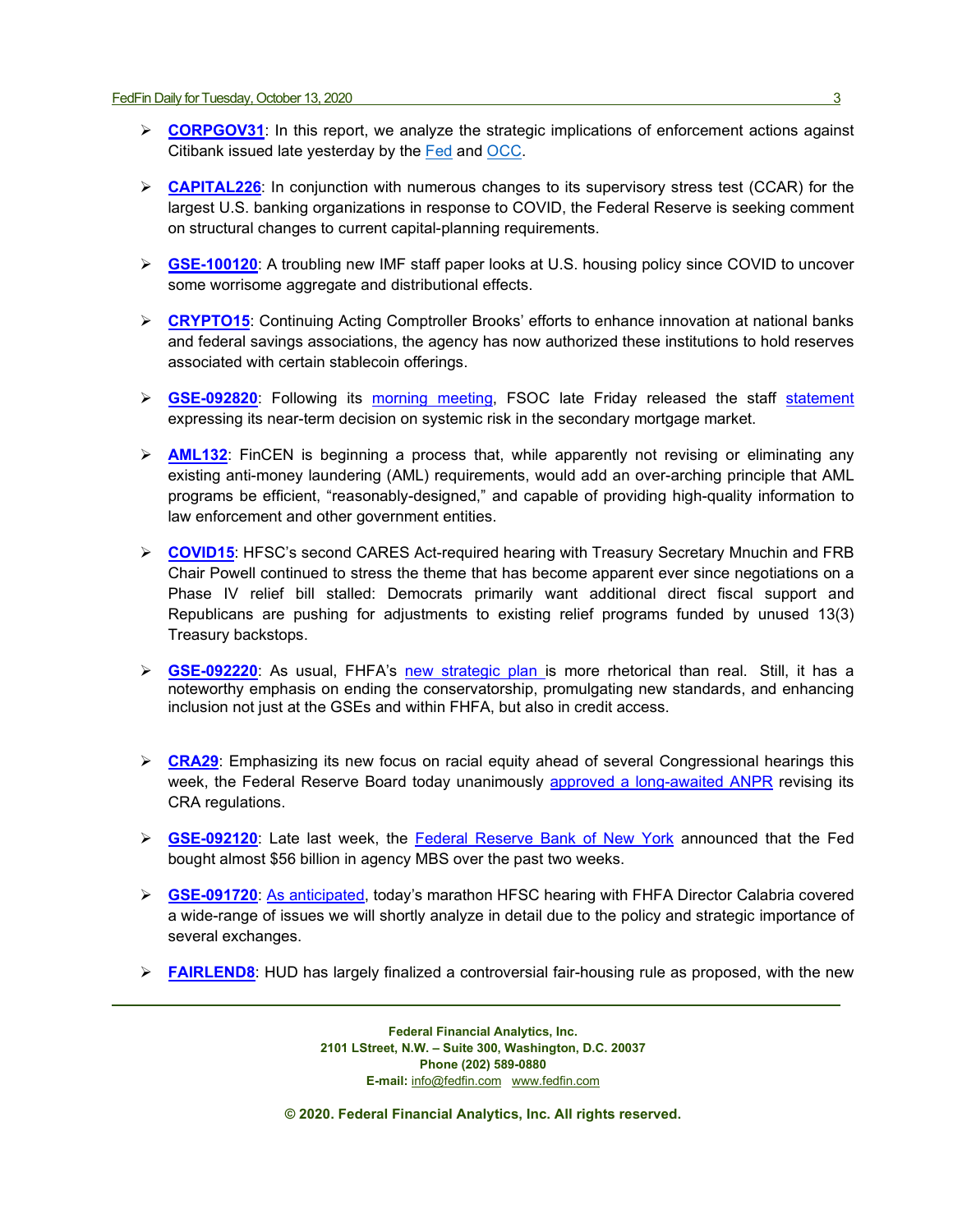- **CORPGOV31**: In this report, we analyze the strategic implications of enforcement actions against Citibank issued late yesterday by the Fed and OCC.

- **CAPITAL226**: In conjunction with numerous changes to its supervisory stress test (CCAR) for the largest U.S. banking organizations in response to COVID, the Federal Reserve is seeking comment on structural changes to current capital-planning requirements.

- **GSE-100120**: A troubling new IMF staff paper looks at U.S. housing policy since COVID to uncover some worrisome aggregate and distributional effects.

- **CRYPTO15**: Continuing Acting Comptroller Brooks' efforts to enhance innovation at national banks and federal savings associations, the agency has now authorized these institutions to hold reserves associated with certain stablecoin offerings.

- **GSE-092820**: Following its morning meeting, FSOC late Friday released the staff statement expressing its near-term decision on systemic risk in the secondary mortgage market.

- **AML132**: FinCEN is beginning a process that, while apparently not revising or eliminating any existing anti-money laundering (AML) requirements, would add an over-arching principle that AML programs be efficient, "reasonably-designed," and capable of providing high-quality information to law enforcement and other government entities.

- **COVID15**: HFSC's second CARES Act-required hearing with Treasury Secretary Mnuchin and FRB Chair Powell continued to stress the theme that has become apparent ever since negotiations on a Phase IV relief bill stalled: Democrats primarily want additional direct fiscal support and Republicans are pushing for adjustments to existing relief programs funded by unused 13(3) Treasury backstops.

- **GSE-092220**: As usual, FHFA's new strategic plan is more rhetorical than real. Still, it has a noteworthy emphasis on ending the conservatorship, promulgating new standards, and enhancing inclusion not just at the GSEs and within FHFA, but also in credit access.

- **CRA29**: Emphasizing its new focus on racial equity ahead of several Congressional hearings this week, the Federal Reserve Board today unanimously approved a long-awaited ANPR revising its CRA regulations.

- **GSE-092120**: Late last week, the Federal Reserve Bank of New York announced that the Fed bought almost $56 billion in agency MBS over the past two weeks.

- **GSE-091720**: As anticipated, today's marathon HFSC hearing with FHFA Director Calabria covered a wide-range of issues we will shortly analyze in detail due to the policy and strategic importance of several exchanges.

- **FAIRLEND8**: HUD has largely finalized a controversial fair-housing rule as proposed, with the new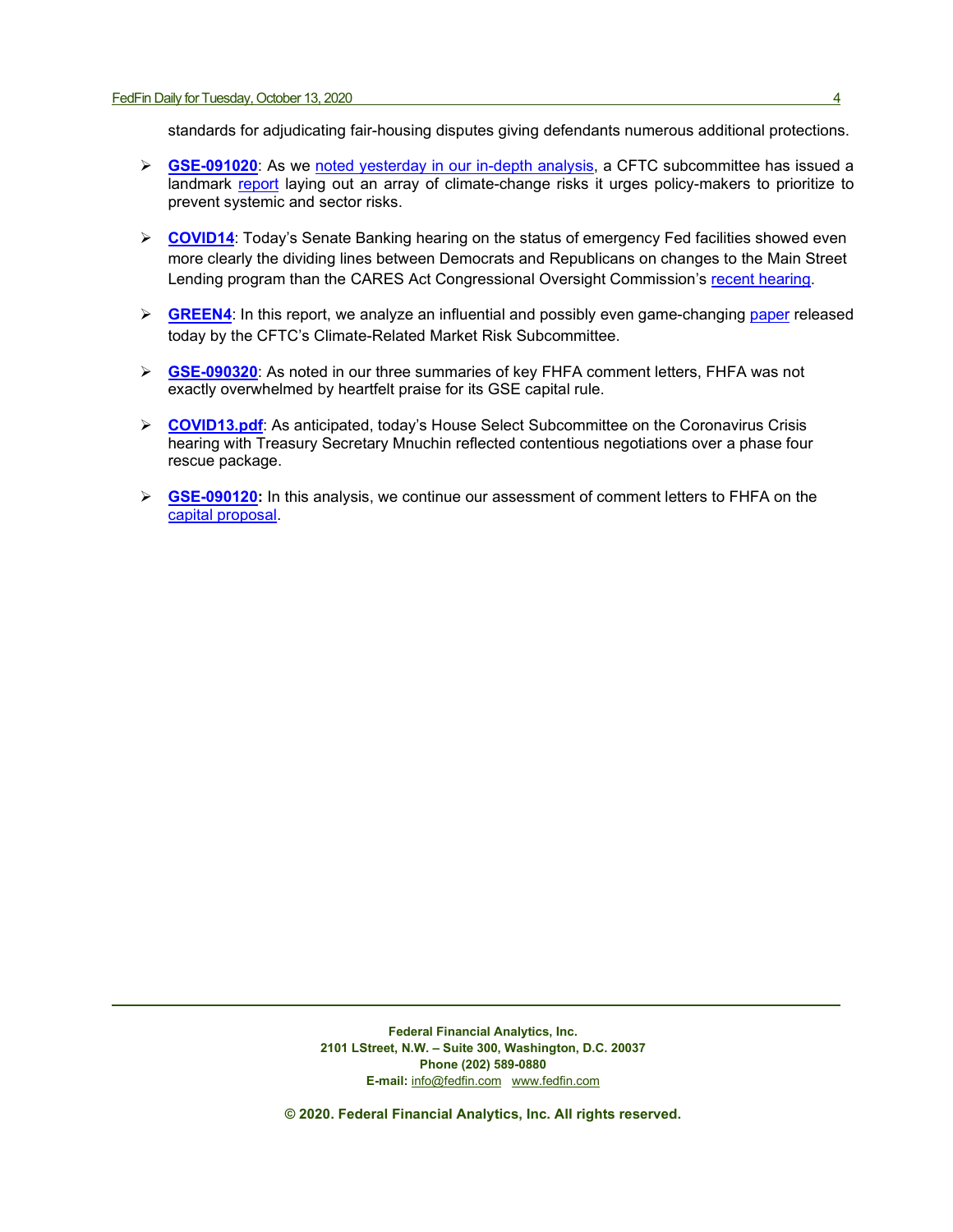standards for adjudicating fair-housing disputes giving defendants numerous additional protections.

- **GSE-091020**: As we noted yesterday in our in-depth analysis, a CFTC subcommittee has issued a landmark report laying out an array of climate-change risks it urges policy-makers to prioritize to prevent systemic and sector risks.
- **COVID14**: Today's Senate Banking hearing on the status of emergency Fed facilities showed even more clearly the dividing lines between Democrats and Republicans on changes to the Main Street Lending program than the CARES Act Congressional Oversight Commission's recent hearing.
- **GREEN4**: In this report, we analyze an influential and possibly even game-changing paper released today by the CFTC's Climate-Related Market Risk Subcommittee.
- **GSE-090320**: As noted in our three summaries of key FHFA comment letters, FHFA was not exactly overwhelmed by heartfelt praise for its GSE capital rule.
- **COVID13.pdf**: As anticipated, today's House Select Subcommittee on the Coronavirus Crisis hearing with Treasury Secretary Mnuchin reflected contentious negotiations over a phase four rescue package.
- **GSE-090120:** In this analysis, we continue our assessment of comment letters to FHFA on the capital proposal.

**Federal Financial Analytics, Inc.**
**2101 LStreet, N.W. – Suite 300, Washington, D.C. 20037**
**Phone (202) 589-0880**
**E-mail:** info@fedfin.com www.fedfin.com

**© 2020. Federal Financial Analytics, Inc. All rights reserved.**